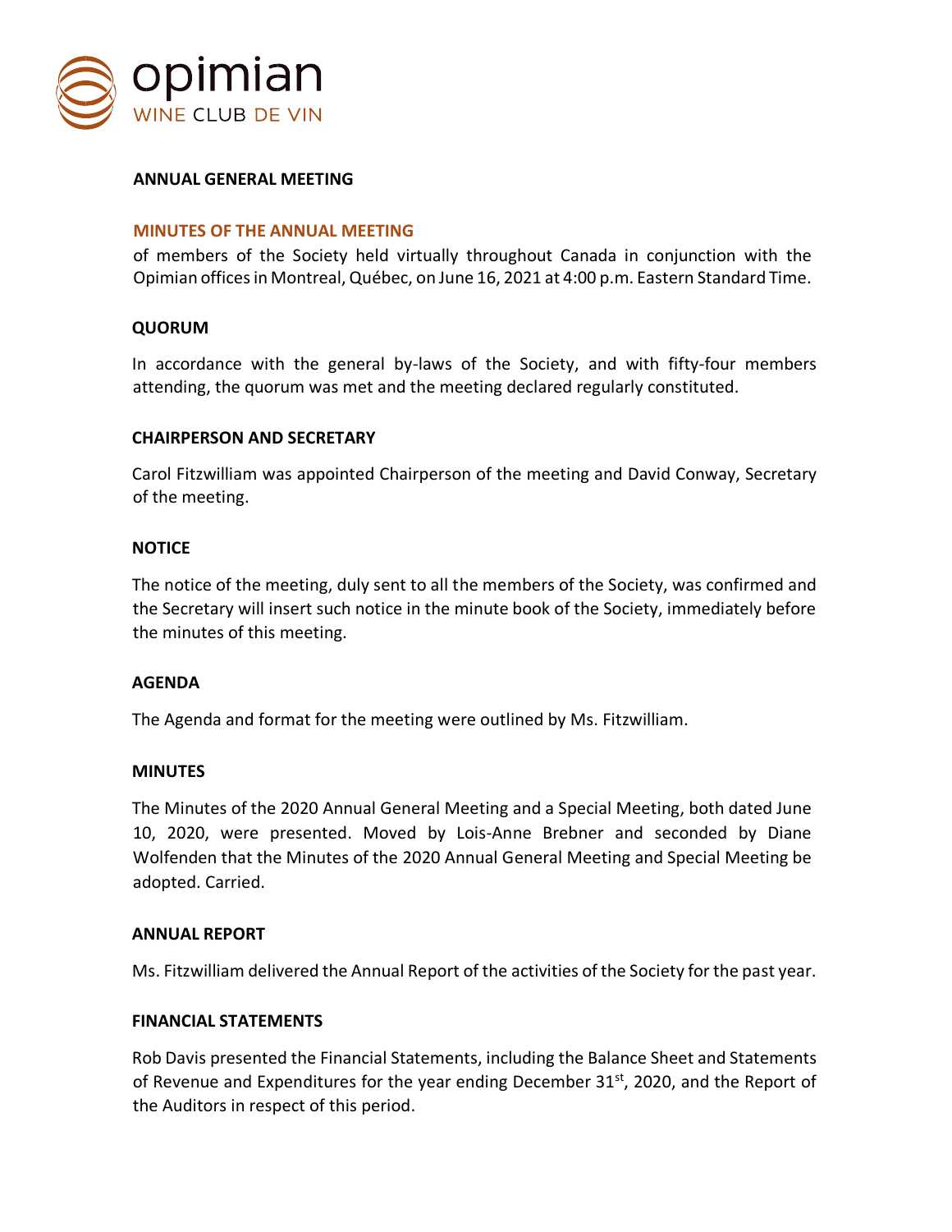opimian
WINE CLUB DE VIN

## ANNUAL GENERAL MEETING

### MINUTES OF THE ANNUAL MEETING

of members of the Society held virtually throughout Canada in conjunction with the Opimian offices in Montreal, Québec, on June 16, 2021 at 4:00 p.m. Eastern Standard Time.

### QUORUM

In accordance with the general by-laws of the Society, and with fifty-four members attending, the quorum was met and the meeting declared regularly constituted.

### CHAIRPERSON AND SECRETARY

Carol Fitzwilliam was appointed Chairperson of the meeting and David Conway, Secretary of the meeting.

### NOTICE

The notice of the meeting, duly sent to all the members of the Society, was confirmed and the Secretary will insert such notice in the minute book of the Society, immediately before the minutes of this meeting.

### AGENDA

The Agenda and format for the meeting were outlined by Ms. Fitzwilliam.

### MINUTES

The Minutes of the 2020 Annual General Meeting and a Special Meeting, both dated June 10, 2020, were presented. Moved by Lois-Anne Brebner and seconded by Diane Wolfenden that the Minutes of the 2020 Annual General Meeting and Special Meeting be adopted. Carried.

### ANNUAL REPORT

Ms. Fitzwilliam delivered the Annual Report of the activities of the Society for the past year.

### FINANCIAL STATEMENTS

Rob Davis presented the Financial Statements, including the Balance Sheet and Statements of Revenue and Expenditures for the year ending December 31st, 2020, and the Report of the Auditors in respect of this period.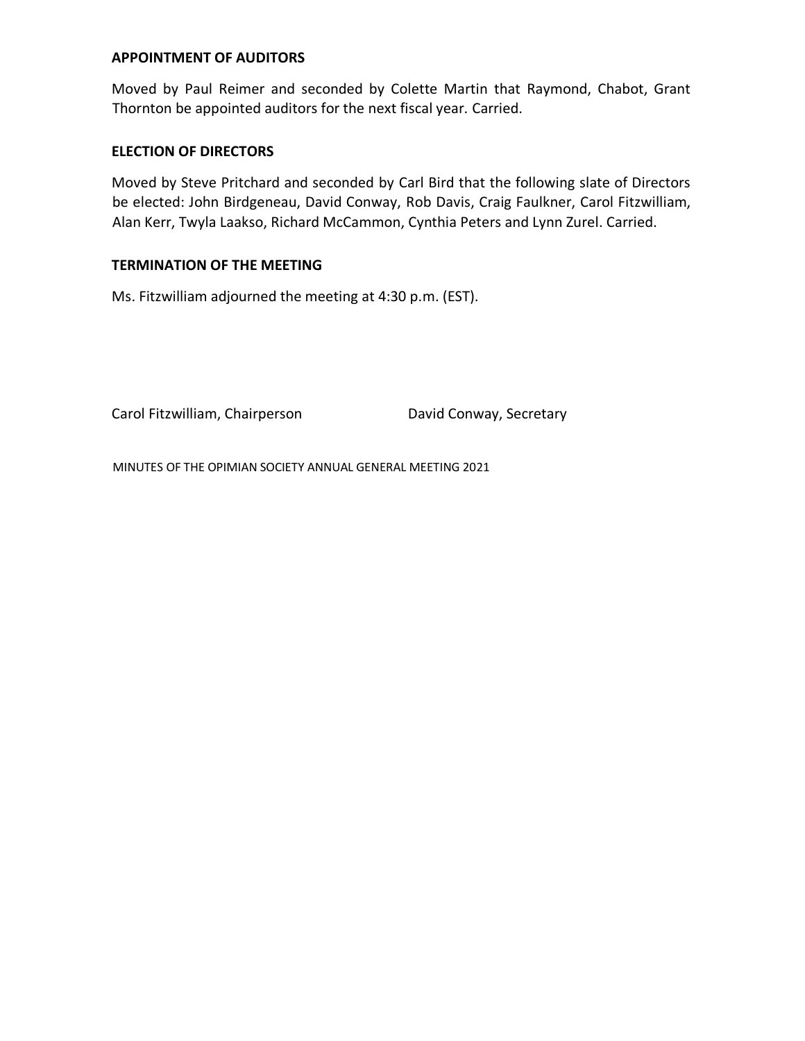### APPOINTMENT OF AUDITORS

Moved by Paul Reimer and seconded by Colette Martin that Raymond, Chabot, Grant Thornton be appointed auditors for the next fiscal year. Carried.

### ELECTION OF DIRECTORS

Moved by Steve Pritchard and seconded by Carl Bird that the following slate of Directors be elected: John Birdgeneau, David Conway, Rob Davis, Craig Faulkner, Carol Fitzwilliam, Alan Kerr, Twyla Laakso, Richard McCammon, Cynthia Peters and Lynn Zurel. Carried.

### TERMINATION OF THE MEETING

Ms. Fitzwilliam adjourned the meeting at 4:30 p.m. (EST).

Carol Fitzwilliam, Chairperson

David Conway, Secretary